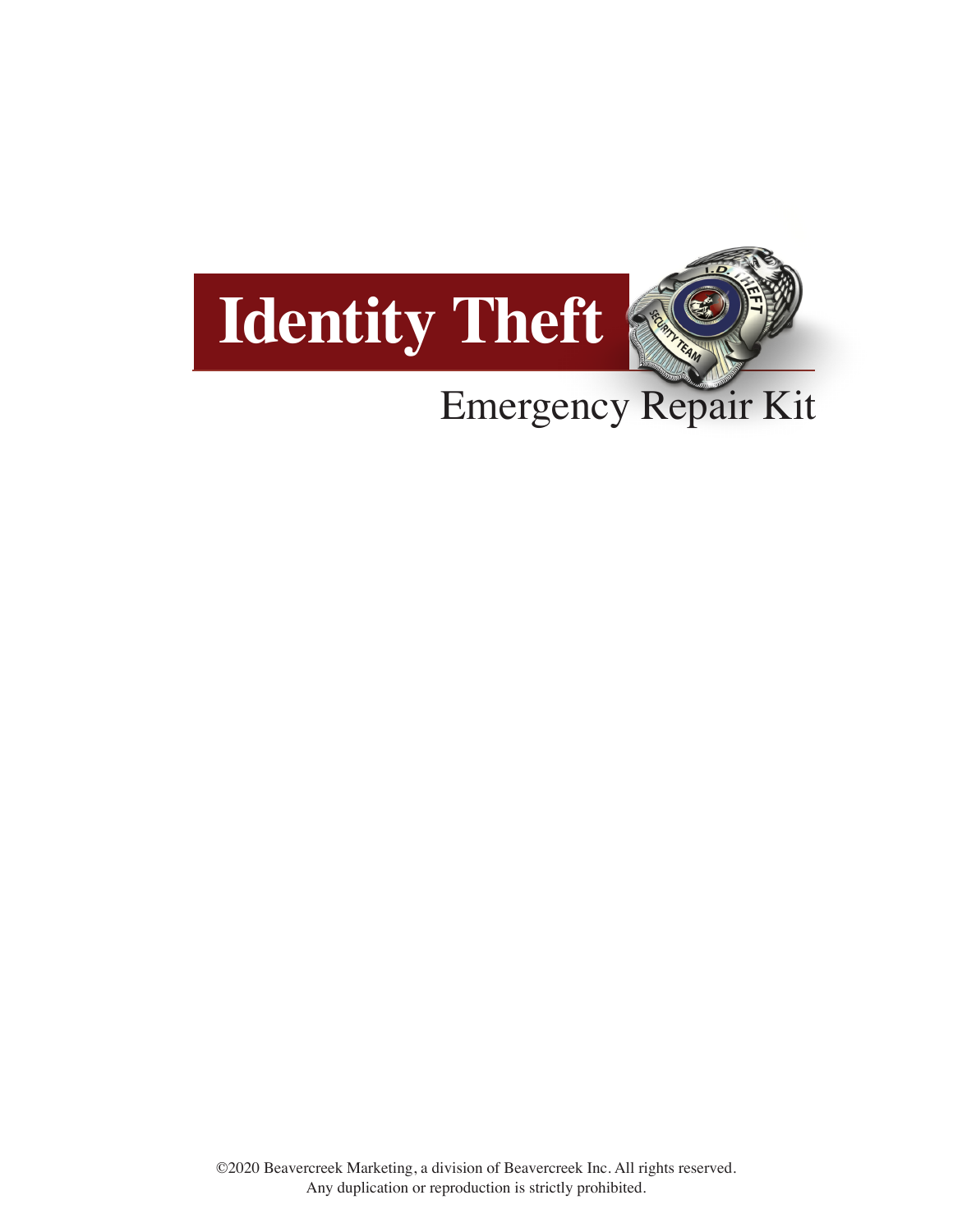# Identity Theft

## Emergency Repair Kit

©2020 Beavercreek Marketing, a division of Beavercreek Inc. All rights reserved.
Any duplication or reproduction is strictly prohibited.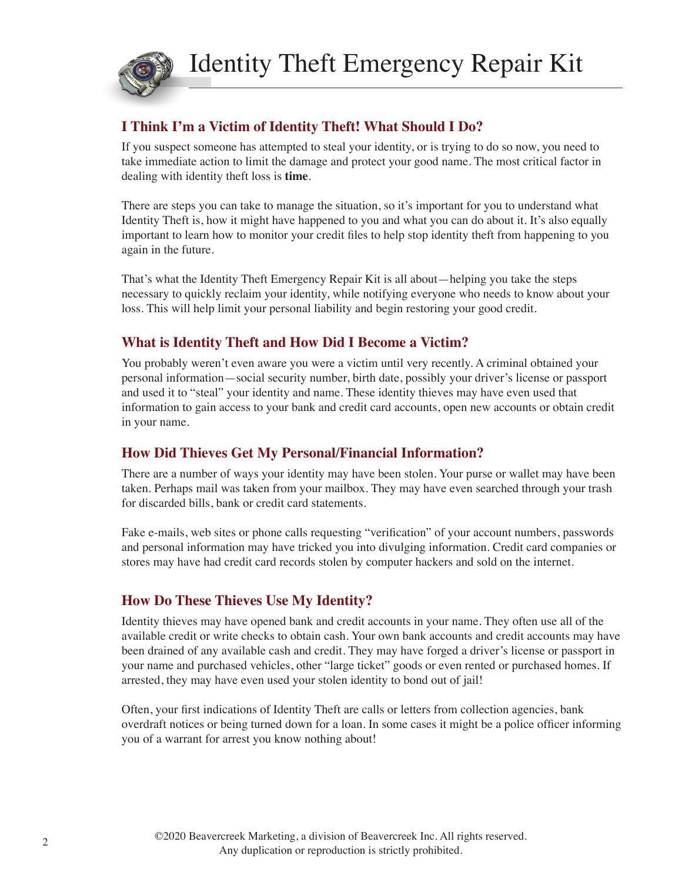# Identity Theft Emergency Repair Kit

## I Think I'm a Victim of Identity Theft! What Should I Do?

If you suspect someone has attempted to steal your identity, or is trying to do so now, you need to take immediate action to limit the damage and protect your good name. The most critical factor in dealing with identity theft loss is **time**.

There are steps you can take to manage the situation, so it's important for you to understand what Identity Theft is, how it might have happened to you and what you can do about it. It's also equally important to learn how to monitor your credit files to help stop identity theft from happening to you again in the future.

That's what the Identity Theft Emergency Repair Kit is all about—helping you take the steps necessary to quickly reclaim your identity, while notifying everyone who needs to know about your loss. This will help limit your personal liability and begin restoring your good credit.

## What is Identity Theft and How Did I Become a Victim?

You probably weren't even aware you were a victim until very recently. A criminal obtained your personal information—social security number, birth date, possibly your driver's license or passport and used it to "steal" your identity and name. These identity thieves may have even used that information to gain access to your bank and credit card accounts, open new accounts or obtain credit in your name.

## How Did Thieves Get My Personal/Financial Information?

There are a number of ways your identity may have been stolen. Your purse or wallet may have been taken. Perhaps mail was taken from your mailbox. They may have even searched through your trash for discarded bills, bank or credit card statements.

Fake e-mails, web sites or phone calls requesting "verification" of your account numbers, passwords and personal information may have tricked you into divulging information. Credit card companies or stores may have had credit card records stolen by computer hackers and sold on the internet.

## How Do These Thieves Use My Identity?

Identity thieves may have opened bank and credit accounts in your name. They often use all of the available credit or write checks to obtain cash. Your own bank accounts and credit accounts may have been drained of any available cash and credit. They may have forged a driver's license or passport in your name and purchased vehicles, other "large ticket" goods or even rented or purchased homes. If arrested, they may have even used your stolen identity to bond out of jail!

Often, your first indications of Identity Theft are calls or letters from collection agencies, bank overdraft notices or being turned down for a loan. In some cases it might be a police officer informing you of a warrant for arrest you know nothing about!

©2020 Beavercreek Marketing, a division of Beavercreek Inc. All rights reserved.
Any duplication or reproduction is strictly prohibited.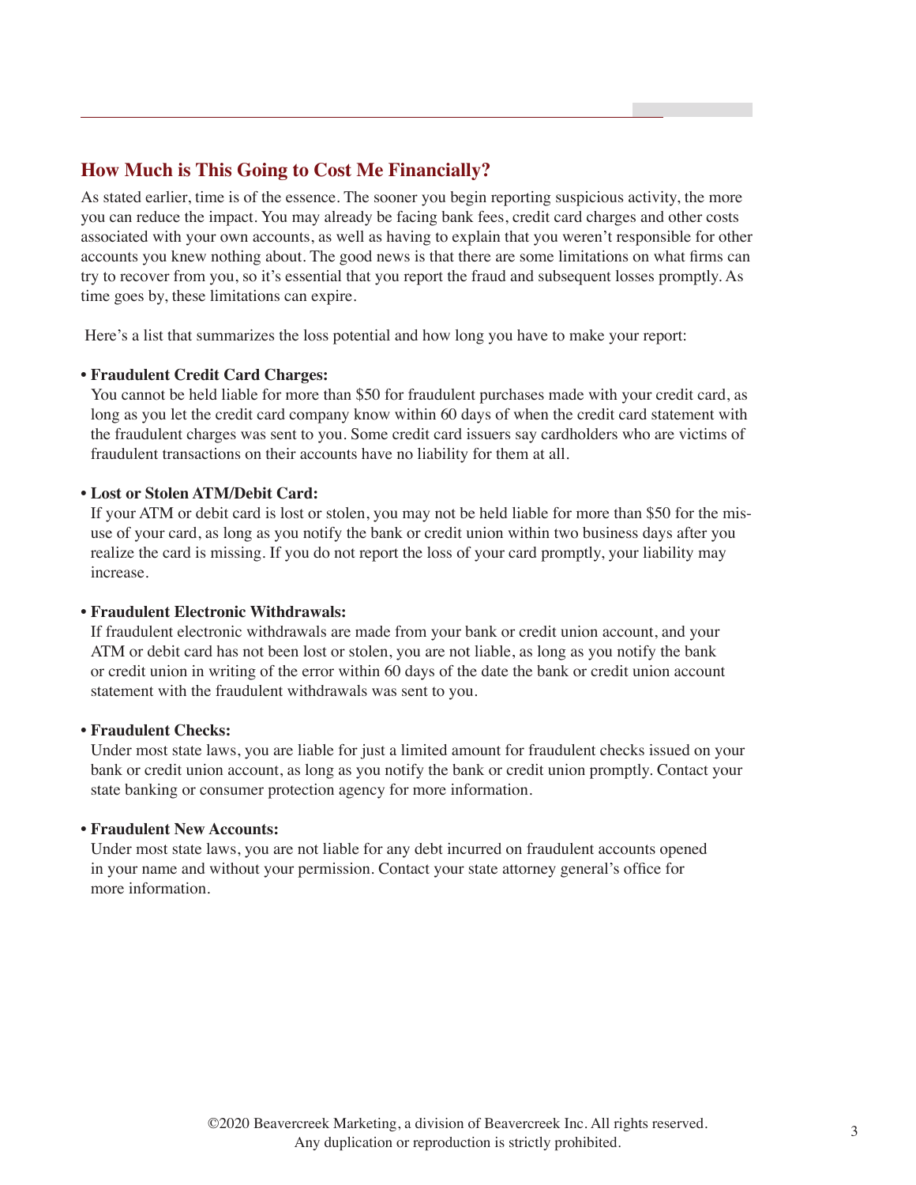## How Much is This Going to Cost Me Financially?

As stated earlier, time is of the essence. The sooner you begin reporting suspicious activity, the more you can reduce the impact. You may already be facing bank fees, credit card charges and other costs associated with your own accounts, as well as having to explain that you weren't responsible for other accounts you knew nothing about. The good news is that there are some limitations on what firms can try to recover from you, so it's essential that you report the fraud and subsequent losses promptly. As time goes by, these limitations can expire.

Here's a list that summarizes the loss potential and how long you have to make your report:

- **Fraudulent Credit Card Charges:**
  You cannot be held liable for more than $50 for fraudulent purchases made with your credit card, as long as you let the credit card company know within 60 days of when the credit card statement with the fraudulent charges was sent to you. Some credit card issuers say cardholders who are victims of fraudulent transactions on their accounts have no liability for them at all.

- **Lost or Stolen ATM/Debit Card:**
  If your ATM or debit card is lost or stolen, you may not be held liable for more than $50 for the misuse of your card, as long as you notify the bank or credit union within two business days after you realize the card is missing. If you do not report the loss of your card promptly, your liability may increase.

- **Fraudulent Electronic Withdrawals:**
  If fraudulent electronic withdrawals are made from your bank or credit union account, and your ATM or debit card has not been lost or stolen, you are not liable, as long as you notify the bank or credit union in writing of the error within 60 days of the date the bank or credit union account statement with the fraudulent withdrawals was sent to you.

- **Fraudulent Checks:**
  Under most state laws, you are liable for just a limited amount for fraudulent checks issued on your bank or credit union account, as long as you notify the bank or credit union promptly. Contact your state banking or consumer protection agency for more information.

- **Fraudulent New Accounts:**
  Under most state laws, you are not liable for any debt incurred on fraudulent accounts opened in your name and without your permission. Contact your state attorney general's office for more information.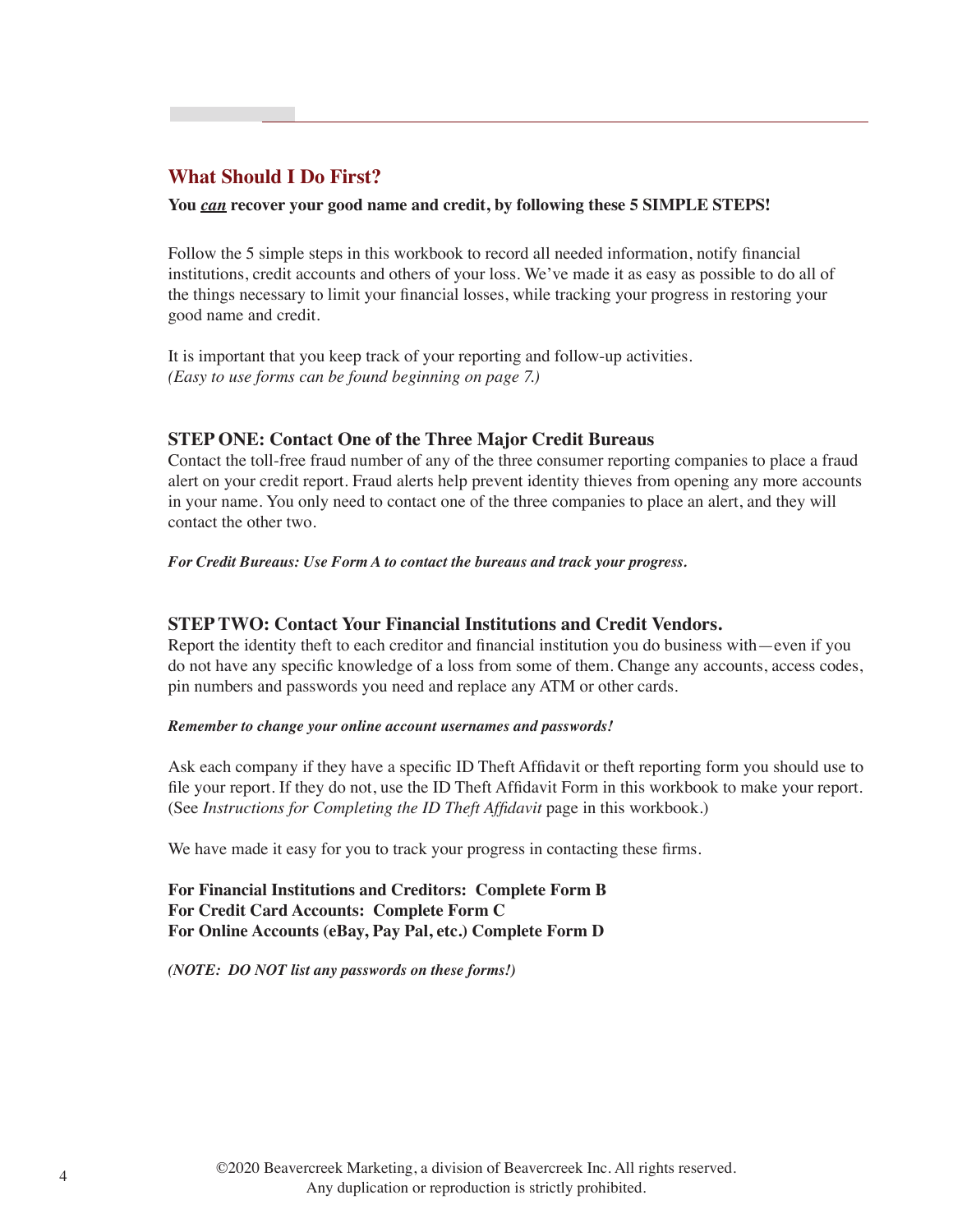## What Should I Do First?

**You *can* recover your good name and credit, by following these 5 SIMPLE STEPS!**

Follow the 5 simple steps in this workbook to record all needed information, notify financial institutions, credit accounts and others of your loss. We've made it as easy as possible to do all of the things necessary to limit your financial losses, while tracking your progress in restoring your good name and credit.

It is important that you keep track of your reporting and follow-up activities.
*(Easy to use forms can be found beginning on page 7.)*

### STEP ONE: Contact One of the Three Major Credit Bureaus

Contact the toll-free fraud number of any of the three consumer reporting companies to place a fraud alert on your credit report. Fraud alerts help prevent identity thieves from opening any more accounts in your name. You only need to contact one of the three companies to place an alert, and they will contact the other two.

***For Credit Bureaus: Use Form A to contact the bureaus and track your progress.***

### STEP TWO: Contact Your Financial Institutions and Credit Vendors.

Report the identity theft to each creditor and financial institution you do business with—even if you do not have any specific knowledge of a loss from some of them. Change any accounts, access codes, pin numbers and passwords you need and replace any ATM or other cards.

***Remember to change your online account usernames and passwords!***

Ask each company if they have a specific ID Theft Affidavit or theft reporting form you should use to file your report. If they do not, use the ID Theft Affidavit Form in this workbook to make your report. (See *Instructions for Completing the ID Theft Affidavit* page in this workbook.)

We have made it easy for you to track your progress in contacting these firms.

**For Financial Institutions and Creditors: Complete Form B**
**For Credit Card Accounts: Complete Form C**
**For Online Accounts (eBay, Pay Pal, etc.) Complete Form D**

***(NOTE: DO NOT list any passwords on these forms!)***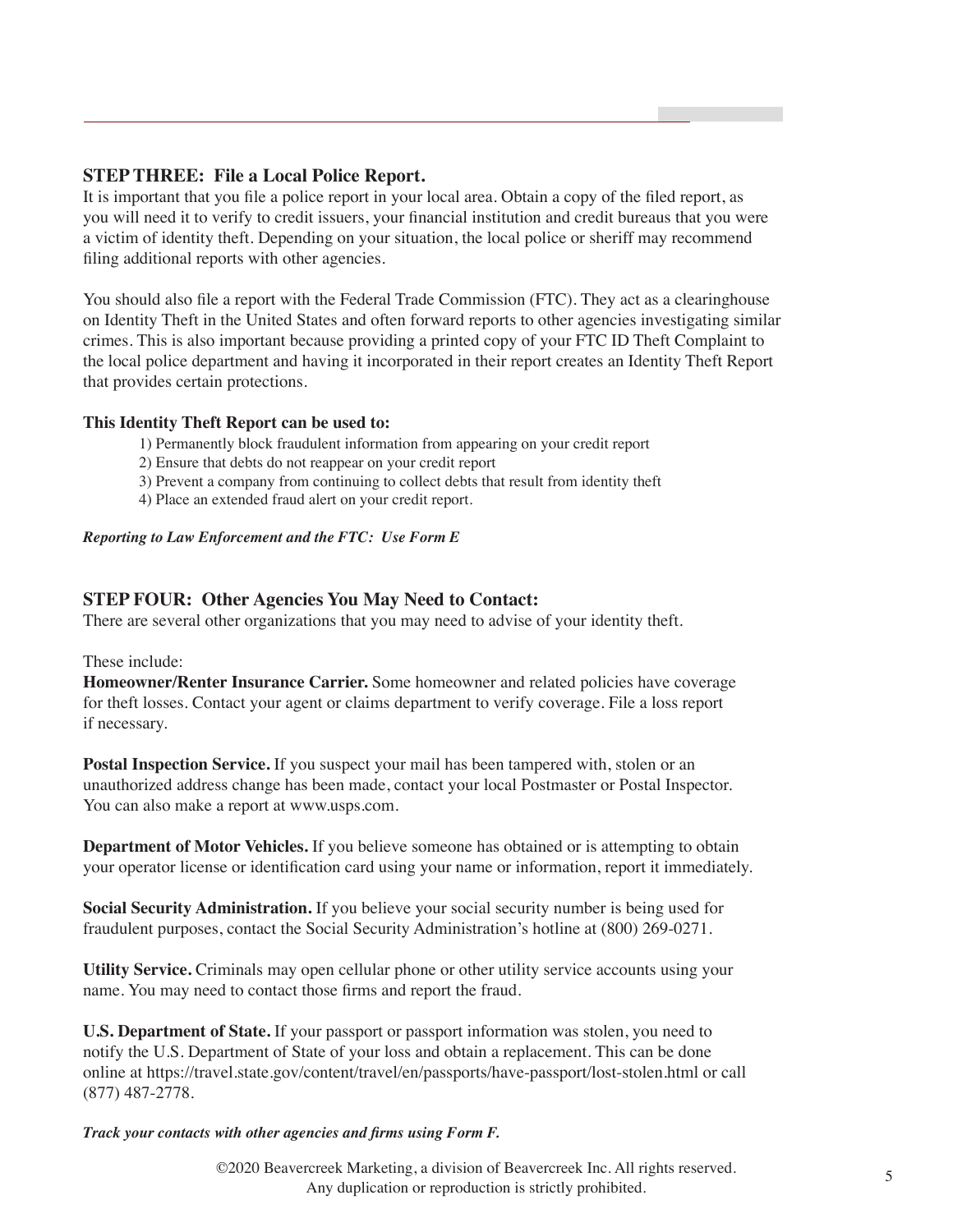## STEP THREE: File a Local Police Report.

It is important that you file a police report in your local area. Obtain a copy of the filed report, as you will need it to verify to credit issuers, your financial institution and credit bureaus that you were a victim of identity theft. Depending on your situation, the local police or sheriff may recommend filing additional reports with other agencies.

You should also file a report with the Federal Trade Commission (FTC). They act as a clearinghouse on Identity Theft in the United States and often forward reports to other agencies investigating similar crimes. This is also important because providing a printed copy of your FTC ID Theft Complaint to the local police department and having it incorporated in their report creates an Identity Theft Report that provides certain protections.

**This Identity Theft Report can be used to:**

1) Permanently block fraudulent information from appearing on your credit report
2) Ensure that debts do not reappear on your credit report
3) Prevent a company from continuing to collect debts that result from identity theft
4) Place an extended fraud alert on your credit report.

***Reporting to Law Enforcement and the FTC: Use Form E***

## STEP FOUR: Other Agencies You May Need to Contact:

There are several other organizations that you may need to advise of your identity theft.

These include:

**Homeowner/Renter Insurance Carrier.** Some homeowner and related policies have coverage for theft losses. Contact your agent or claims department to verify coverage. File a loss report if necessary.

**Postal Inspection Service.** If you suspect your mail has been tampered with, stolen or an unauthorized address change has been made, contact your local Postmaster or Postal Inspector. You can also make a report at www.usps.com.

**Department of Motor Vehicles.** If you believe someone has obtained or is attempting to obtain your operator license or identification card using your name or information, report it immediately.

**Social Security Administration.** If you believe your social security number is being used for fraudulent purposes, contact the Social Security Administration's hotline at (800) 269-0271.

**Utility Service.** Criminals may open cellular phone or other utility service accounts using your name. You may need to contact those firms and report the fraud.

**U.S. Department of State.** If your passport or passport information was stolen, you need to notify the U.S. Department of State of your loss and obtain a replacement. This can be done online at https://travel.state.gov/content/travel/en/passports/have-passport/lost-stolen.html or call (877) 487-2778.

***Track your contacts with other agencies and firms using Form F.***

©2020 Beavercreek Marketing, a division of Beavercreek Inc. All rights reserved.
Any duplication or reproduction is strictly prohibited.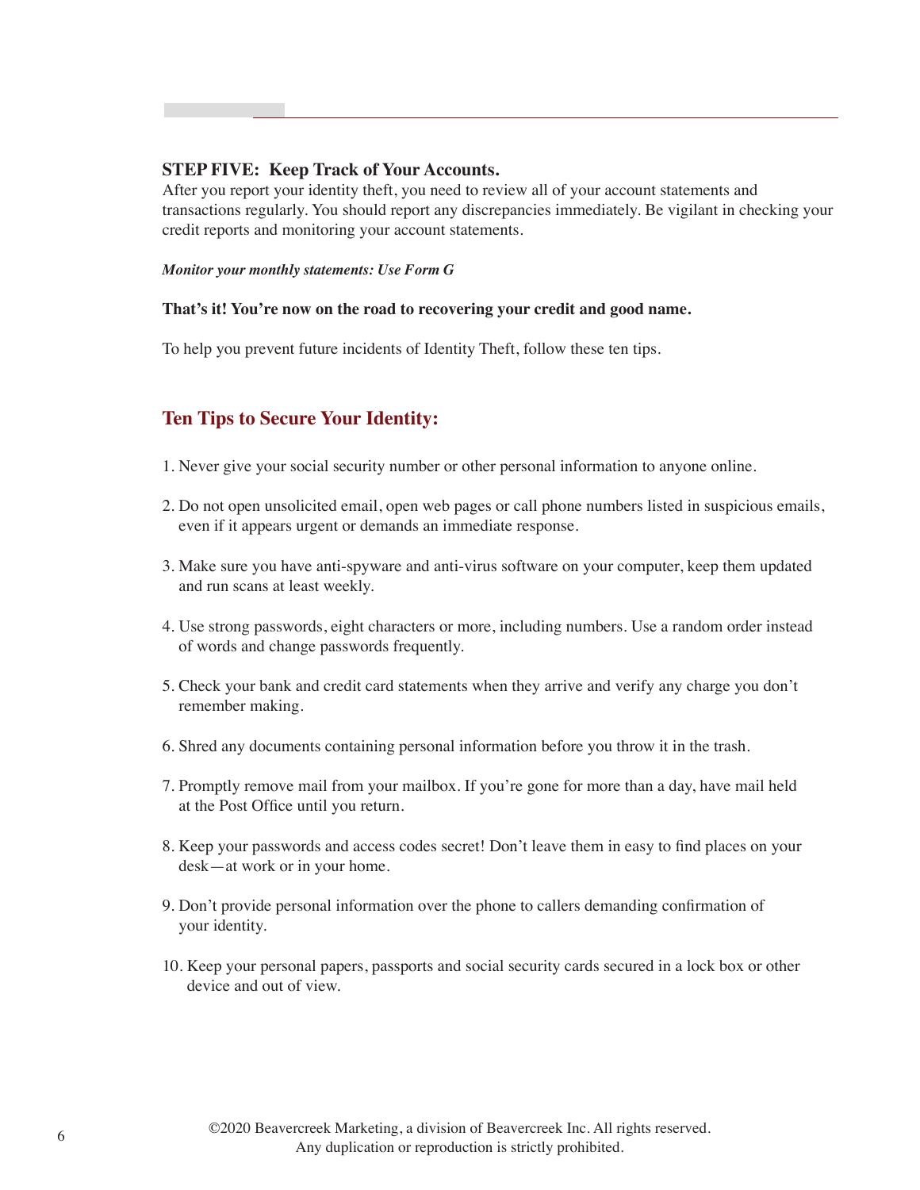**STEP FIVE: Keep Track of Your Accounts.**
After you report your identity theft, you need to review all of your account statements and transactions regularly. You should report any discrepancies immediately. Be vigilant in checking your credit reports and monitoring your account statements.

***Monitor your monthly statements: Use Form G***

**That's it! You're now on the road to recovering your credit and good name.**

To help you prevent future incidents of Identity Theft, follow these ten tips.

## Ten Tips to Secure Your Identity:

1. Never give your social security number or other personal information to anyone online.
2. Do not open unsolicited email, open web pages or call phone numbers listed in suspicious emails, even if it appears urgent or demands an immediate response.
3. Make sure you have anti-spyware and anti-virus software on your computer, keep them updated and run scans at least weekly.
4. Use strong passwords, eight characters or more, including numbers. Use a random order instead of words and change passwords frequently.
5. Check your bank and credit card statements when they arrive and verify any charge you don't remember making.
6. Shred any documents containing personal information before you throw it in the trash.
7. Promptly remove mail from your mailbox. If you're gone for more than a day, have mail held at the Post Office until you return.
8. Keep your passwords and access codes secret! Don't leave them in easy to find places on your desk—at work or in your home.
9. Don't provide personal information over the phone to callers demanding confirmation of your identity.
10. Keep your personal papers, passports and social security cards secured in a lock box or other device and out of view.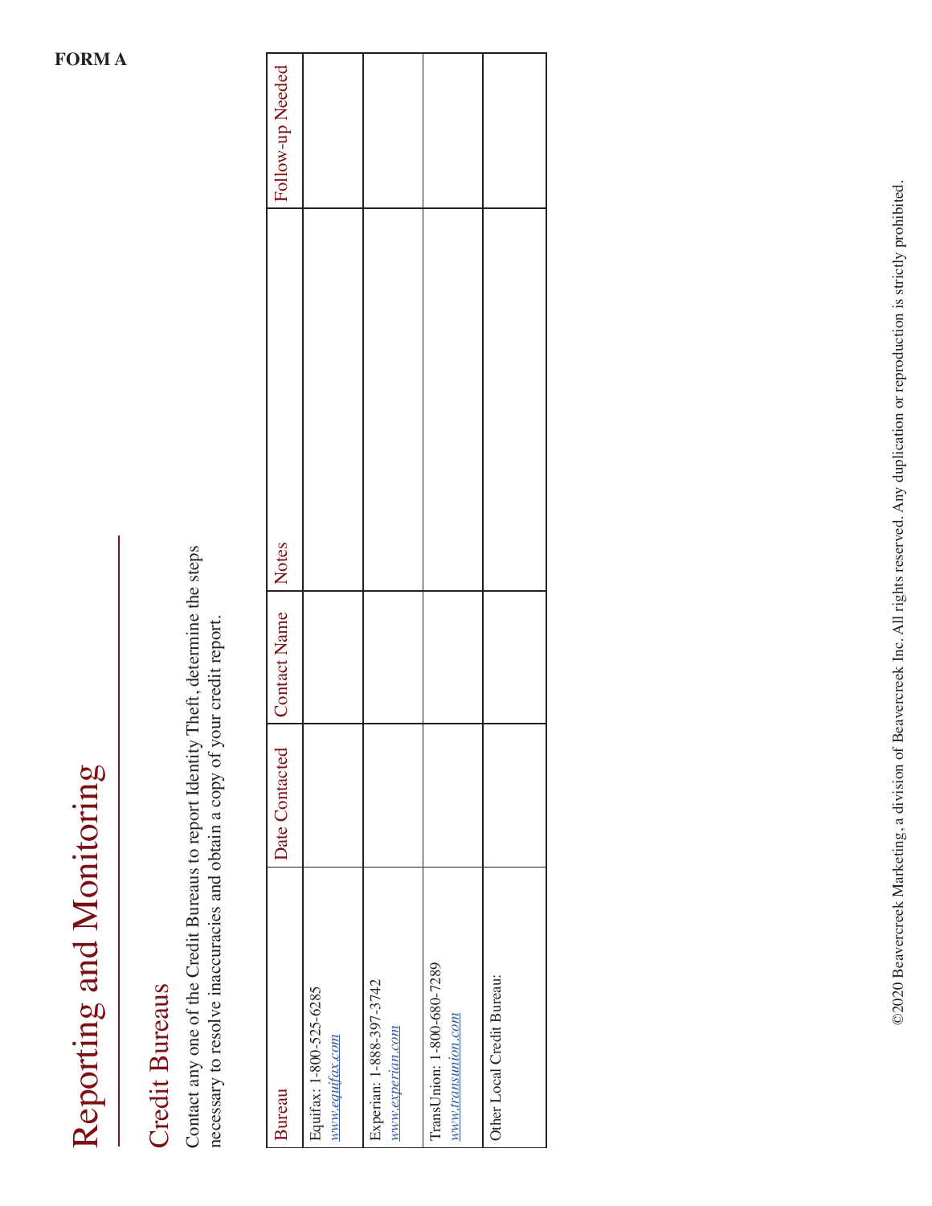**FORM A**

# Reporting and Monitoring

## Credit Bureaus

Contact any one of the Credit Bureaus to report Identity Theft, determine the steps necessary to resolve inaccuracies and obtain a copy of your credit report.

| Bureau | Date Contacted | Contact Name | Notes | Follow-up Needed |
|---|---|---|---|---|
| Equifax: 1-800-525-6285 www.equifax.com | | | | |
| Experian: 1-888-397-3742 www.experian.com | | | | |
| TransUnion: 1-800-680-7289 www.transunion.com | | | | |
| Other Local Credit Bureau: | | | | |

©2020 Beavercreek Marketing, a division of Beavercreek Inc. All rights reserved. Any duplication or reproduction is strictly prohibited.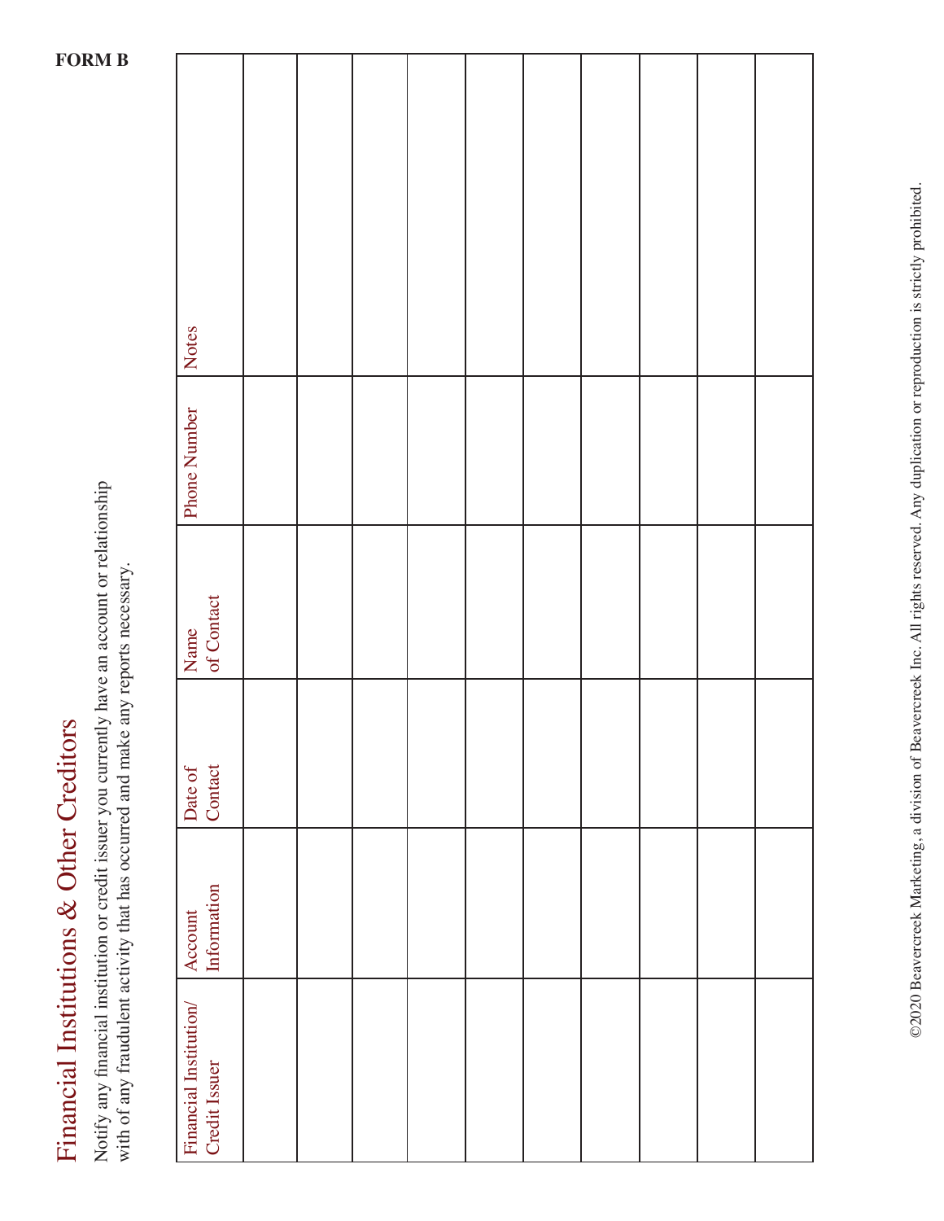**FORM B**

# Financial Institutions & Other Creditors

Notify any financial institution or credit issuer you currently have an account or relationship with of any fraudulent activity that has occurred and make any reports necessary.

| Financial Institution/ Credit Issuer | Account Information | Date of Contact | Name of Contact | Phone Number | Notes |
|---|---|---|---|---|---|
| | | | | | |
| | | | | | |
| | | | | | |
| | | | | | |
| | | | | | |
| | | | | | |
| | | | | | |
| | | | | | |
| | | | | | |
| | | | | | |

©2020 Beavercreek Marketing, a division of Beavercreek Inc. All rights reserved. Any duplication or reproduction is strictly prohibited.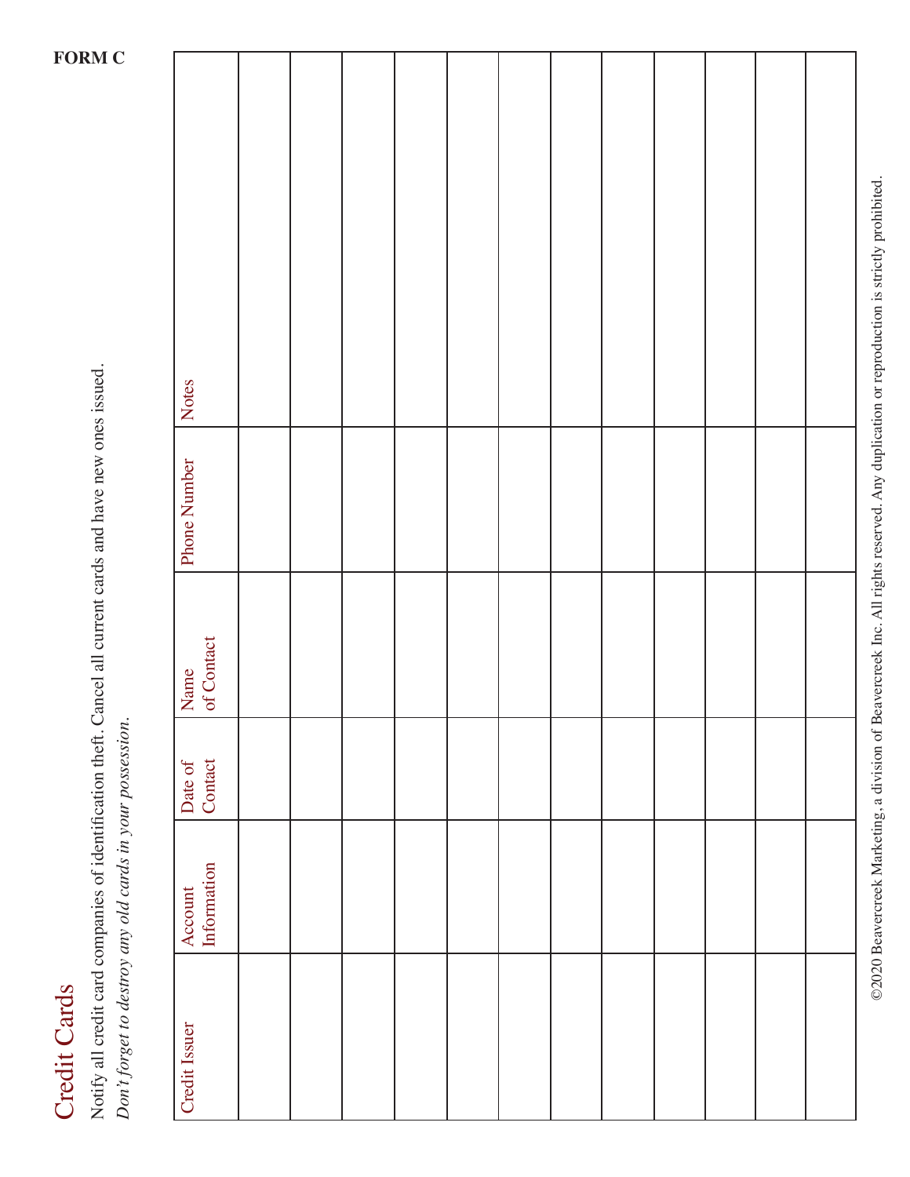**FORM C**

# Credit Cards

Notify all credit card companies of identification theft. Cancel all current cards and have new ones issued.

*Don't forget to destroy any old cards in your possession.*

| Credit Issuer | Account Information | Date of Contact | Name of Contact | Phone Number | Notes |
|---|---|---|---|---|---|
| | | | | | |
| | | | | | |
| | | | | | |
| | | | | | |
| | | | | | |
| | | | | | |
| | | | | | |
| | | | | | |
| | | | | | |
| | | | | | |
| | | | | | |
| | | | | | |

©2020 Beavercreek Marketing, a division of Beavercreek Inc. All rights reserved. Any duplication or reproduction is strictly prohibited.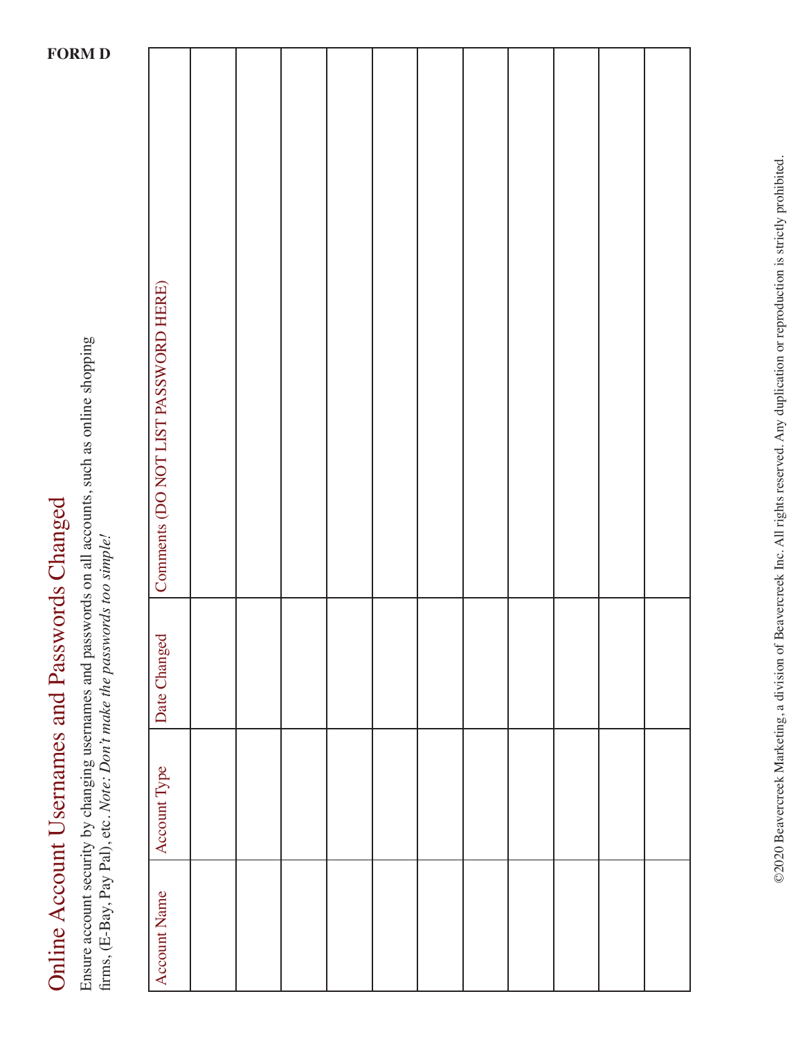**FORM D**

# Online Account Usernames and Passwords Changed

Ensure account security by changing usernames and passwords on all accounts, such as online shopping firms, (E-Bay, Pay Pal), etc. *Note: Don't make the passwords too simple!*

| Account Name | Account Type | Date Changed | Comments (DO NOT LIST PASSWORD HERE) |
|---|---|---|---|
| | | | |
| | | | |
| | | | |
| | | | |
| | | | |
| | | | |
| | | | |
| | | | |
| | | | |
| | | | |
| | | | |

©2020 Beavercreek Marketing, a division of Beavercreek Inc. All rights reserved. Any duplication or reproduction is strictly prohibited.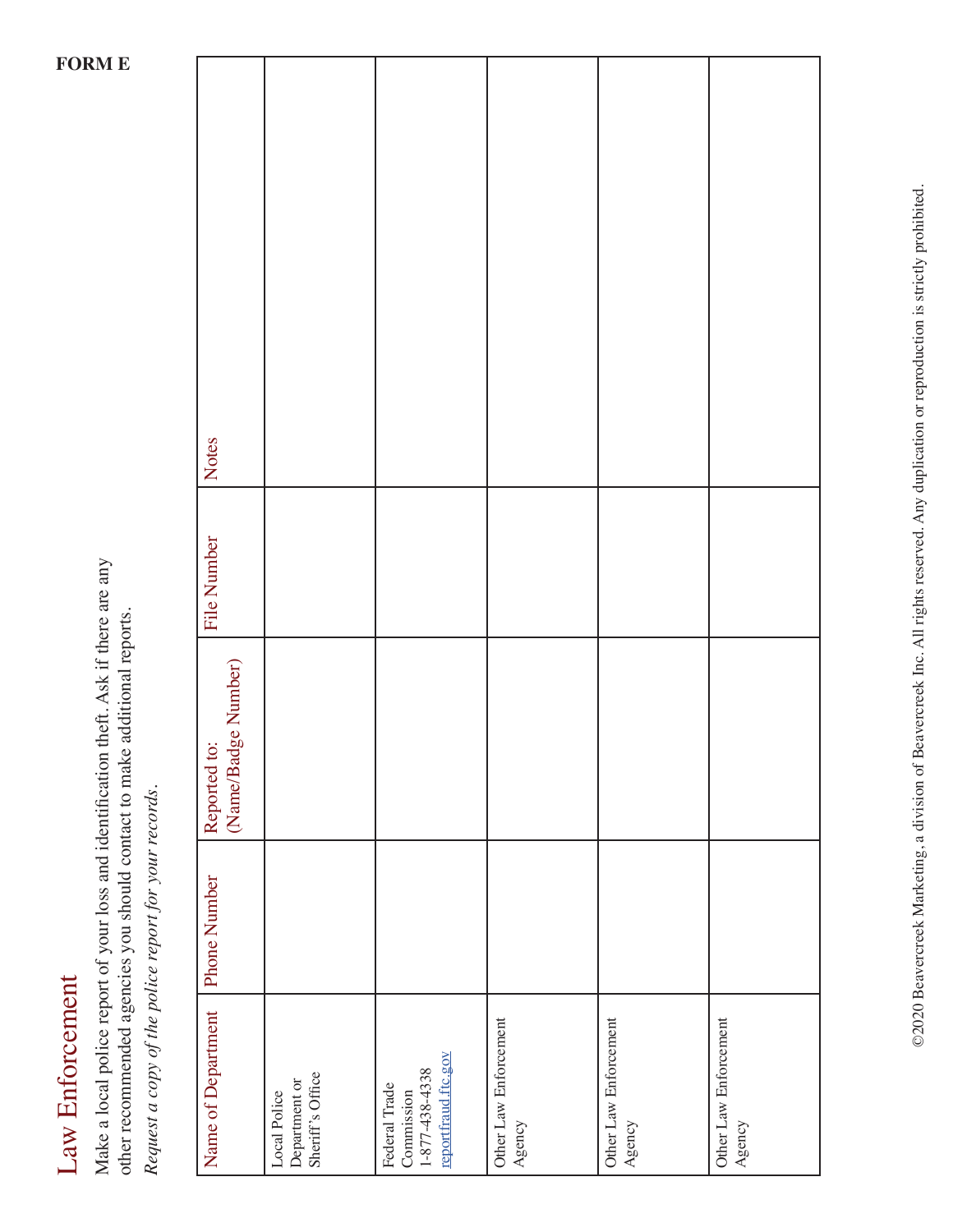**FORM E**

# Law Enforcement

Make a local police report of your loss and identification theft. Ask if there are any other recommended agencies you should contact to make additional reports.

*Request a copy of the police report for your records.*

| Name of Department | Phone Number | Reported to: (Name/Badge Number) | File Number | Notes |
|---|---|---|---|---|
| Local Police Department or Sheriff's Office | | | | |
| Federal Trade Commission 1-877-438-4338 reportfraud.ftc.gov | | | | |
| Other Law Enforcement Agency | | | | |
| Other Law Enforcement Agency | | | | |
| Other Law Enforcement Agency | | | | |

©2020 Beavercreek Marketing, a division of Beavercreek Inc. All rights reserved. Any duplication or reproduction is strictly prohibited.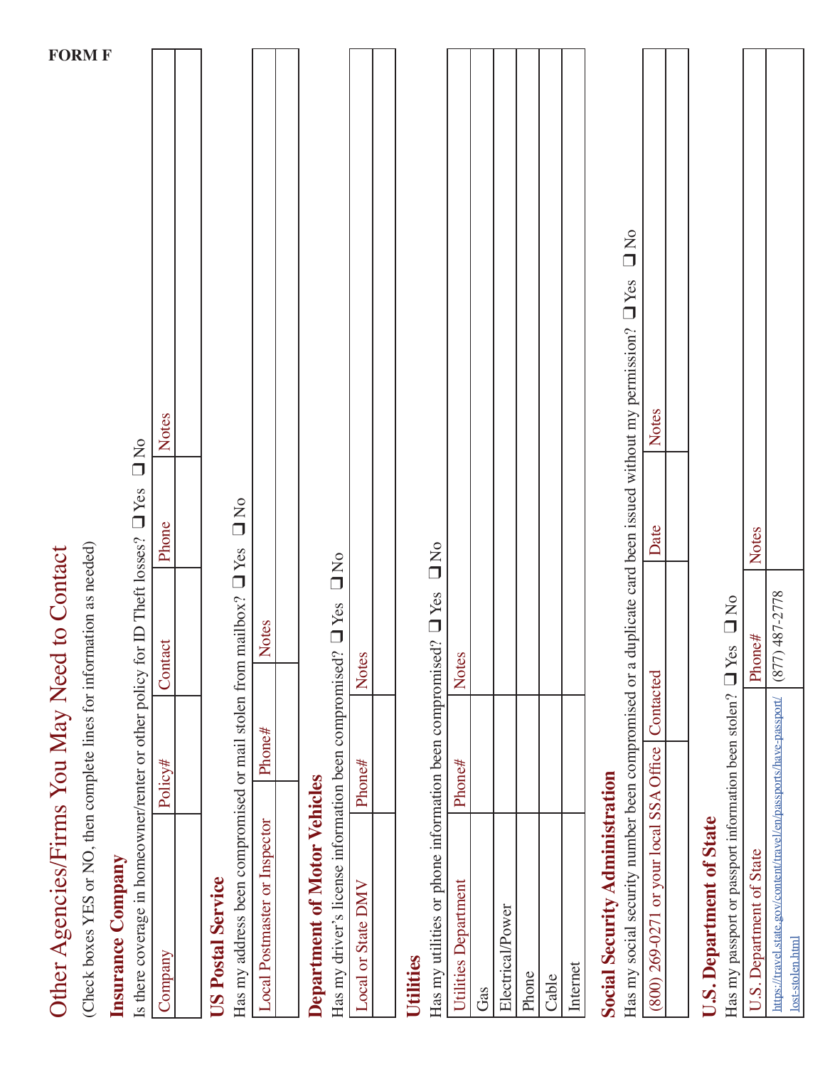FORM F

# Other Agencies/Firms You May Need to Contact

(Check boxes YES or NO, then complete lines for information as needed)

## Insurance Company

Is there coverage in homeowner/renter or other policy for ID Theft losses? ❑ Yes ❑ No

| Company | Policy# | Contact | Phone | Notes |
|---|---|---|---|---|
| | | | | |

## US Postal Service

Has my address been compromised or mail stolen from mailbox? ❑ Yes ❑ No

| Local Postmaster or Inspector | Phone# | Notes |
|---|---|---|
| | | |

## Department of Motor Vehicles

Has my driver's license information been compromised? ❑ Yes ❑ No

| Local or State DMV | Phone# | Notes |
|---|---|---|
| | | |

## Utilities

Has my utilities or phone information been compromised? ❑ Yes ❑ No

| Utilities Department | Phone# | Notes |
|---|---|---|
| Gas | | |
| Electrical/Power | | |
| Phone | | |
| Cable | | |
| Internet | | |

## Social Security Administration

Has my social security number been compromised or a duplicate card been issued without my permission? ❑ Yes ❑ No

| (800) 269-0271 or your local SSA Office | Contacted | Date | Notes |
|---|---|---|---|
| | | | |

## U.S. Department of State

Has my passport or passport information been stolen? ❑ Yes ❑ No

| U.S. Department of State | Phone# | Notes |
|---|---|---|
| https://travel.state.gov/content/travel/en/passports/have-passport/lost-stolen.html | (877) 487-2778 | |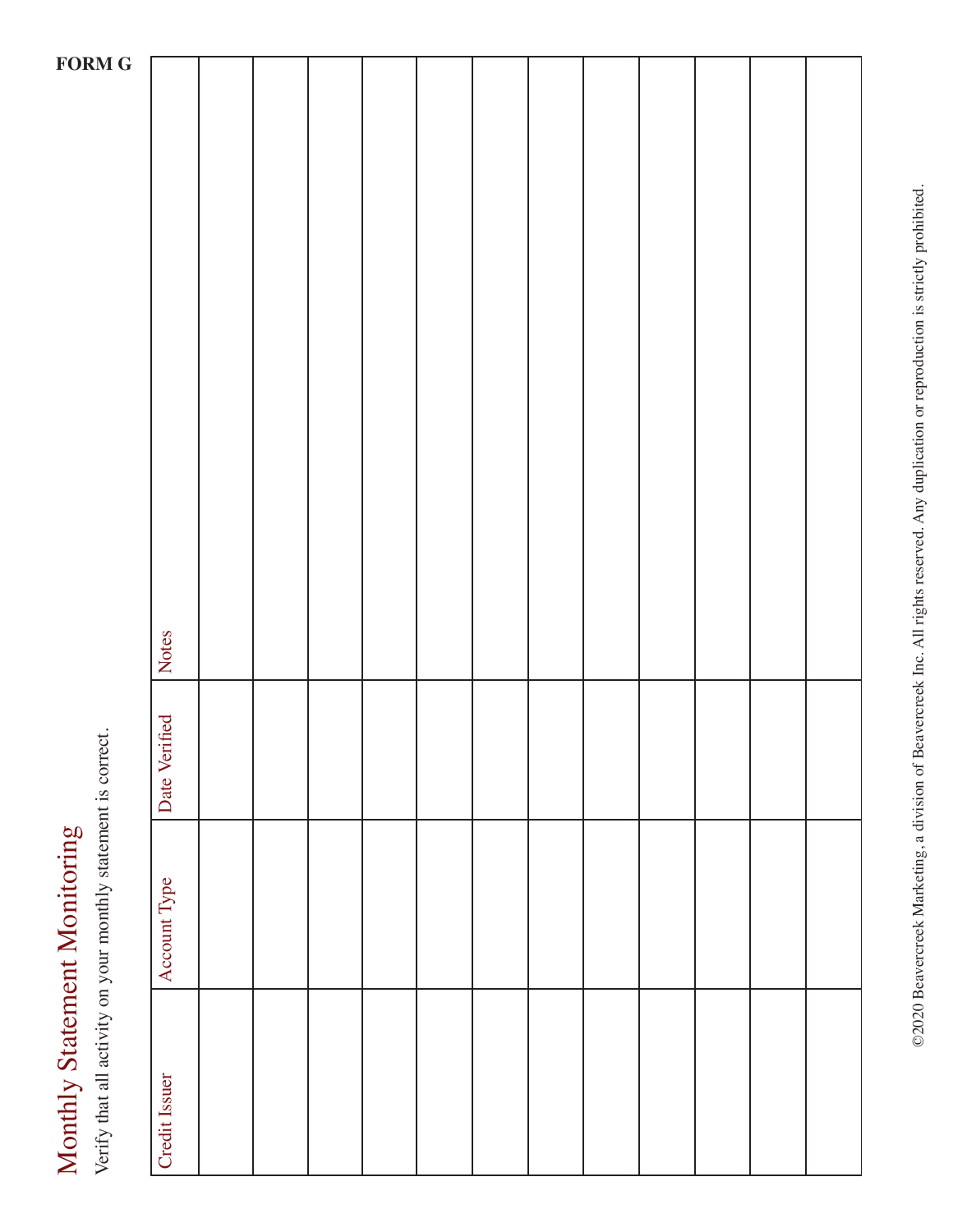**FORM G**

# Monthly Statement Monitoring

Verify that all activity on your monthly statement is correct.

| Credit Issuer | Account Type | Date Verified | Notes |
|---|---|---|---|
| | | | |
| | | | |
| | | | |
| | | | |
| | | | |
| | | | |
| | | | |
| | | | |
| | | | |
| | | | |
| | | | |
| | | | |

©2020 Beavercreek Marketing, a division of Beavercreek Inc. All rights reserved. Any duplication or reproduction is strictly prohibited.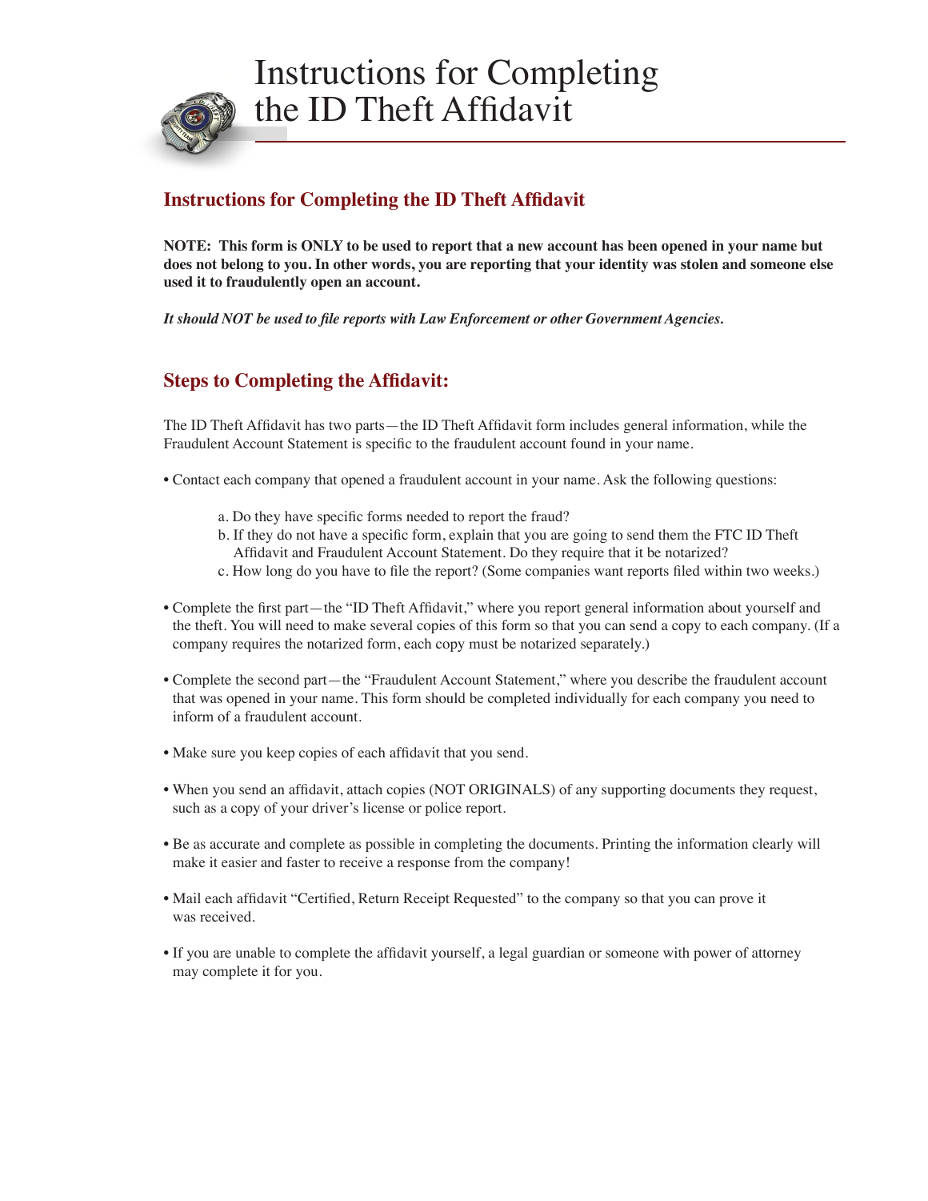# Instructions for Completing the ID Theft Affidavit

## Instructions for Completing the ID Theft Affidavit

**NOTE: This form is ONLY to be used to report that a new account has been opened in your name but does not belong to you. In other words, you are reporting that your identity was stolen and someone else used it to fraudulently open an account.**

***It should NOT be used to file reports with Law Enforcement or other Government Agencies.***

## Steps to Completing the Affidavit:

The ID Theft Affidavit has two parts—the ID Theft Affidavit form includes general information, while the Fraudulent Account Statement is specific to the fraudulent account found in your name.

- Contact each company that opened a fraudulent account in your name. Ask the following questions:
  - a. Do they have specific forms needed to report the fraud?
  - b. If they do not have a specific form, explain that you are going to send them the FTC ID Theft Affidavit and Fraudulent Account Statement. Do they require that it be notarized?
  - c. How long do you have to file the report? (Some companies want reports filed within two weeks.)
- Complete the first part—the "ID Theft Affidavit," where you report general information about yourself and the theft. You will need to make several copies of this form so that you can send a copy to each company. (If a company requires the notarized form, each copy must be notarized separately.)
- Complete the second part—the "Fraudulent Account Statement," where you describe the fraudulent account that was opened in your name. This form should be completed individually for each company you need to inform of a fraudulent account.
- Make sure you keep copies of each affidavit that you send.
- When you send an affidavit, attach copies (NOT ORIGINALS) of any supporting documents they request, such as a copy of your driver's license or police report.
- Be as accurate and complete as possible in completing the documents. Printing the information clearly will make it easier and faster to receive a response from the company!
- Mail each affidavit "Certified, Return Receipt Requested" to the company so that you can prove it was received.
- If you are unable to complete the affidavit yourself, a legal guardian or someone with power of attorney may complete it for you.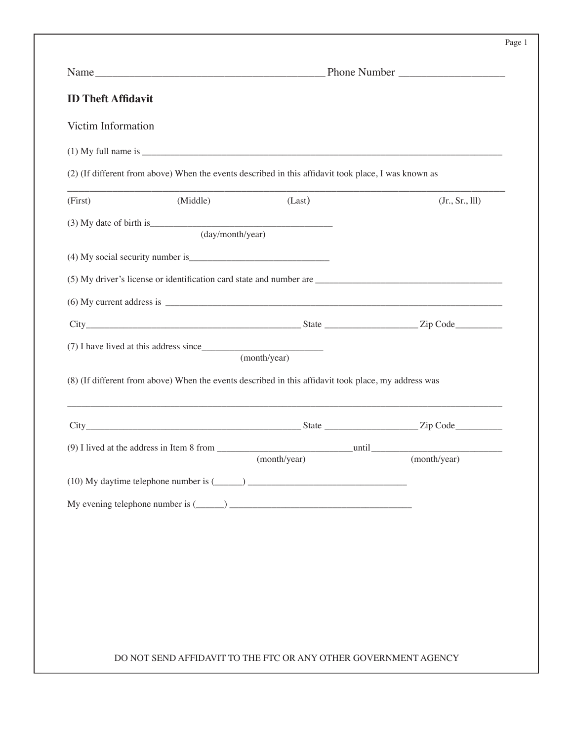Name_________________________________________ Phone Number ___________________

**ID Theft Affidavit**

Victim Information

(1) My full name is ___________________________________________________________________________

(2) (If different from above) When the events described in this affidavit took place, I was known as

___________________________________________________________________________________________

(First) (Middle) (Last) (Jr., Sr., lll)

(3) My date of birth is______________________________________
(day/month/year)

(4) My social security number is_____________________________

(5) My driver's license or identification card state and number are ________________________________________

(6) My current address is ____________________________________________________________________

City______________________________________________ State ___________________ Zip Code__________

(7) I have lived at this address since__________________________
(month/year)

(8) (If different from above) When the events described in this affidavit took place, my address was

___________________________________________________________________________________________

City______________________________________________ State ___________________ Zip Code__________

(9) I lived at the address in Item 8 from ____________________________until___________________________
(month/year) (month/year)

(10) My daytime telephone number is (______) __________________________________

My evening telephone number is (______) ______________________________________

DO NOT SEND AFFIDAVIT TO THE FTC OR ANY OTHER GOVERNMENT AGENCY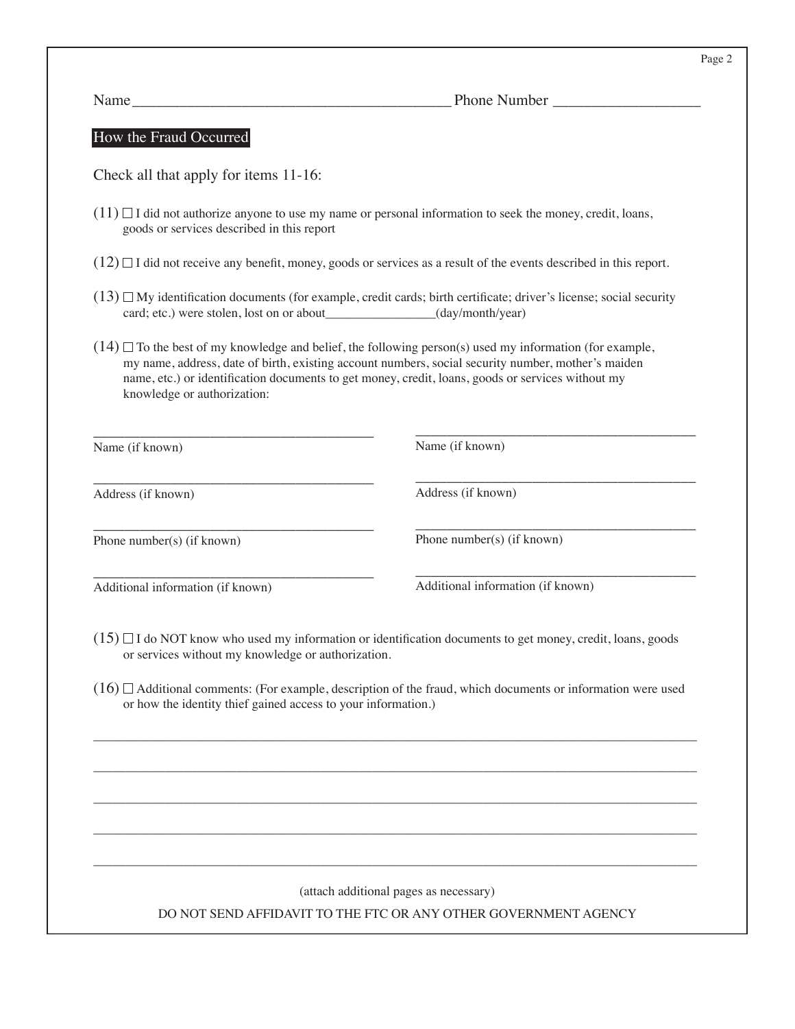Name\_\_\_\_\_\_\_\_\_\_\_\_\_\_\_\_\_\_\_\_\_\_\_\_\_\_\_\_\_\_\_\_\_\_\_\_\_\_\_\_\_\_ Phone Number \_\_\_\_\_\_\_\_\_\_\_\_\_\_\_\_\_\_\_

## How the Fraud Occurred

Check all that apply for items 11-16:

(11) ☐ I did not authorize anyone to use my name or personal information to seek the money, credit, loans, goods or services described in this report

(12) ☐ I did not receive any benefit, money, goods or services as a result of the events described in this report.

(13) ☐ My identification documents (for example, credit cards; birth certificate; driver's license; social security card; etc.) were stolen, lost on or about\_\_\_\_\_\_\_\_\_\_\_\_\_\_\_\_\_(day/month/year)

(14) ☐ To the best of my knowledge and belief, the following person(s) used my information (for example, my name, address, date of birth, existing account numbers, social security number, mother's maiden name, etc.) or identification documents to get money, credit, loans, goods or services without my knowledge or authorization:

\_\_\_\_\_\_\_\_\_\_\_\_\_\_\_\_\_\_\_\_\_\_\_\_\_\_\_\_\_\_\_\_\_\_\_\_\_\_\_\_
Name (if known)

\_\_\_\_\_\_\_\_\_\_\_\_\_\_\_\_\_\_\_\_\_\_\_\_\_\_\_\_\_\_\_\_\_\_\_\_\_\_\_\_
Address (if known)

\_\_\_\_\_\_\_\_\_\_\_\_\_\_\_\_\_\_\_\_\_\_\_\_\_\_\_\_\_\_\_\_\_\_\_\_\_\_\_\_
Phone number(s) (if known)

\_\_\_\_\_\_\_\_\_\_\_\_\_\_\_\_\_\_\_\_\_\_\_\_\_\_\_\_\_\_\_\_\_\_\_\_\_\_\_\_
Additional information (if known)

\_\_\_\_\_\_\_\_\_\_\_\_\_\_\_\_\_\_\_\_\_\_\_\_\_\_\_\_\_\_\_\_\_\_\_\_\_\_\_\_
Name (if known)

\_\_\_\_\_\_\_\_\_\_\_\_\_\_\_\_\_\_\_\_\_\_\_\_\_\_\_\_\_\_\_\_\_\_\_\_\_\_\_\_
Address (if known)

\_\_\_\_\_\_\_\_\_\_\_\_\_\_\_\_\_\_\_\_\_\_\_\_\_\_\_\_\_\_\_\_\_\_\_\_\_\_\_\_
Phone number(s) (if known)

\_\_\_\_\_\_\_\_\_\_\_\_\_\_\_\_\_\_\_\_\_\_\_\_\_\_\_\_\_\_\_\_\_\_\_\_\_\_\_\_
Additional information (if known)

(15) ☐ I do NOT know who used my information or identification documents to get money, credit, loans, goods or services without my knowledge or authorization.

(16) ☐ Additional comments: (For example, description of the fraud, which documents or information were used or how the identity thief gained access to your information.)

\_\_\_\_\_\_\_\_\_\_\_\_\_\_\_\_\_\_\_\_\_\_\_\_\_\_\_\_\_\_\_\_\_\_\_\_\_\_\_\_\_\_\_\_\_\_\_\_\_\_\_\_\_\_\_\_\_\_\_\_\_\_\_\_\_\_\_\_\_\_\_\_\_\_\_\_\_\_\_\_\_\_\_\_\_\_\_\_\_\_

\_\_\_\_\_\_\_\_\_\_\_\_\_\_\_\_\_\_\_\_\_\_\_\_\_\_\_\_\_\_\_\_\_\_\_\_\_\_\_\_\_\_\_\_\_\_\_\_\_\_\_\_\_\_\_\_\_\_\_\_\_\_\_\_\_\_\_\_\_\_\_\_\_\_\_\_\_\_\_\_\_\_\_\_\_\_\_\_\_\_

\_\_\_\_\_\_\_\_\_\_\_\_\_\_\_\_\_\_\_\_\_\_\_\_\_\_\_\_\_\_\_\_\_\_\_\_\_\_\_\_\_\_\_\_\_\_\_\_\_\_\_\_\_\_\_\_\_\_\_\_\_\_\_\_\_\_\_\_\_\_\_\_\_\_\_\_\_\_\_\_\_\_\_\_\_\_\_\_\_\_

\_\_\_\_\_\_\_\_\_\_\_\_\_\_\_\_\_\_\_\_\_\_\_\_\_\_\_\_\_\_\_\_\_\_\_\_\_\_\_\_\_\_\_\_\_\_\_\_\_\_\_\_\_\_\_\_\_\_\_\_\_\_\_\_\_\_\_\_\_\_\_\_\_\_\_\_\_\_\_\_\_\_\_\_\_\_\_\_\_\_

\_\_\_\_\_\_\_\_\_\_\_\_\_\_\_\_\_\_\_\_\_\_\_\_\_\_\_\_\_\_\_\_\_\_\_\_\_\_\_\_\_\_\_\_\_\_\_\_\_\_\_\_\_\_\_\_\_\_\_\_\_\_\_\_\_\_\_\_\_\_\_\_\_\_\_\_\_\_\_\_\_\_\_\_\_\_\_\_\_\_

(attach additional pages as necessary)

DO NOT SEND AFFIDAVIT TO THE FTC OR ANY OTHER GOVERNMENT AGENCY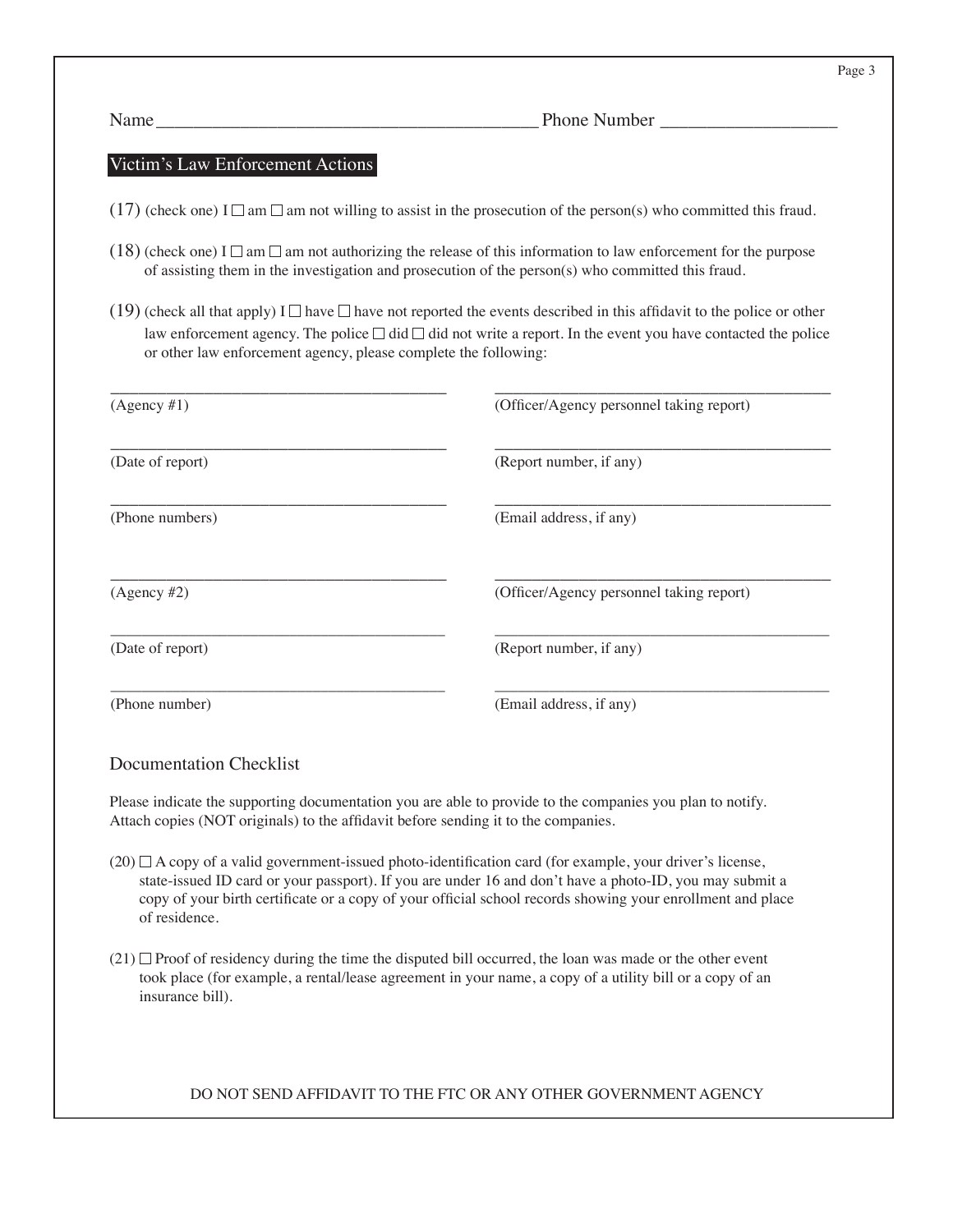Name ________________________________________ Phone Number __________________

## Victim's Law Enforcement Actions

(17) (check one) I ☐ am ☐ am not willing to assist in the prosecution of the person(s) who committed this fraud.

(18) (check one) I ☐ am ☐ am not authorizing the release of this information to law enforcement for the purpose of assisting them in the investigation and prosecution of the person(s) who committed this fraud.

(19) (check all that apply) I ☐ have ☐ have not reported the events described in this affidavit to the police or other law enforcement agency. The police ☐ did ☐ did not write a report. In the event you have contacted the police or other law enforcement agency, please complete the following:

| | |
|---|---|
| ________________________________________ | ________________________________________ |
| (Agency #1) | (Officer/Agency personnel taking report) |
| ________________________________________ | ________________________________________ |
| (Date of report) | (Report number, if any) |
| ________________________________________ | ________________________________________ |
| (Phone numbers) | (Email address, if any) |
| ________________________________________ | ________________________________________ |
| (Agency #2) | (Officer/Agency personnel taking report) |
| ________________________________________ | ________________________________________ |
| (Date of report) | (Report number, if any) |
| ________________________________________ | ________________________________________ |
| (Phone number) | (Email address, if any) |

## Documentation Checklist

Please indicate the supporting documentation you are able to provide to the companies you plan to notify. Attach copies (NOT originals) to the affidavit before sending it to the companies.

(20) ☐ A copy of a valid government-issued photo-identification card (for example, your driver's license, state-issued ID card or your passport). If you are under 16 and don't have a photo-ID, you may submit a copy of your birth certificate or a copy of your official school records showing your enrollment and place of residence.

(21) ☐ Proof of residency during the time the disputed bill occurred, the loan was made or the other event took place (for example, a rental/lease agreement in your name, a copy of a utility bill or a copy of an insurance bill).

DO NOT SEND AFFIDAVIT TO THE FTC OR ANY OTHER GOVERNMENT AGENCY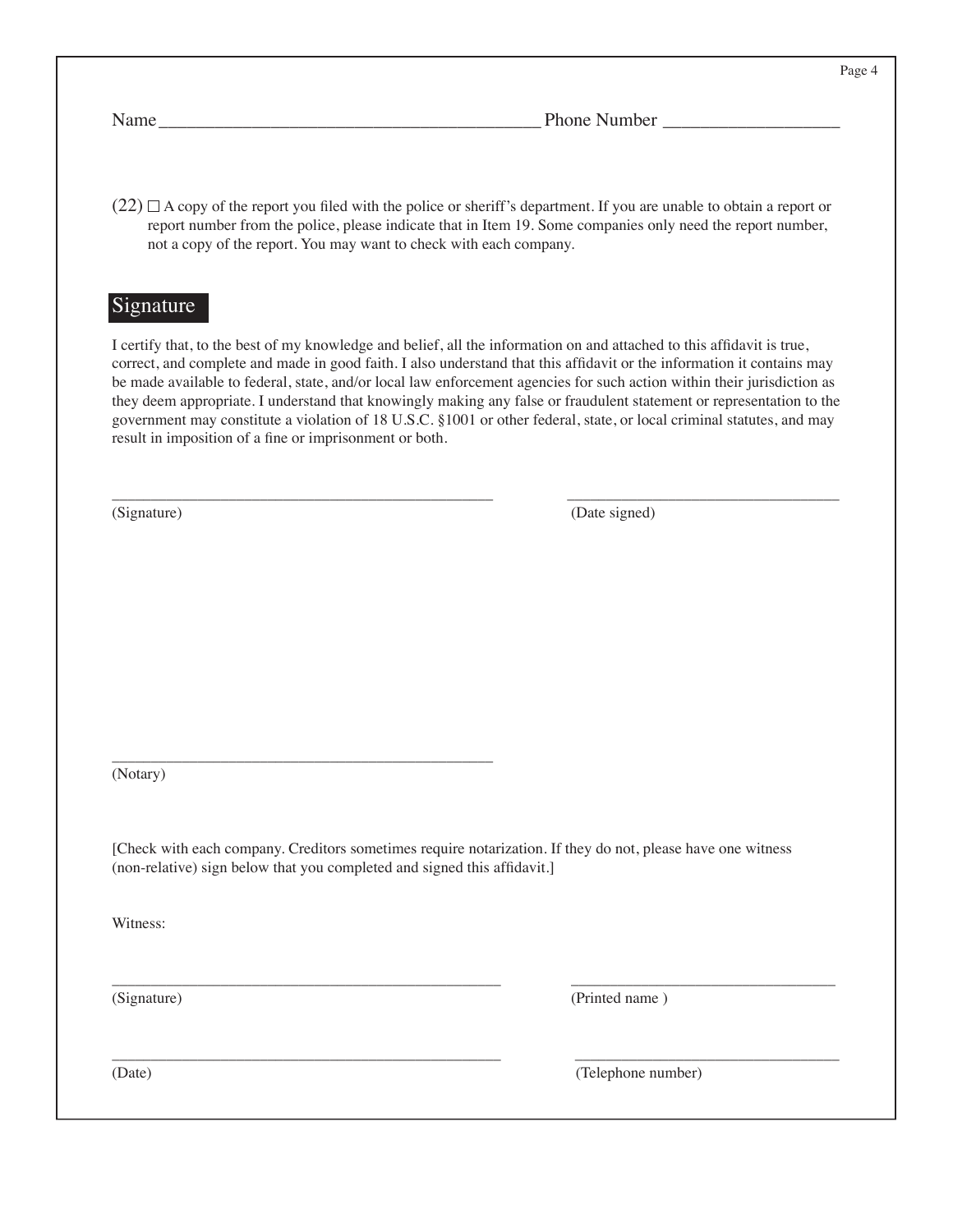Name ________________________________________ Phone Number ___________________

(22) ☐ A copy of the report you filed with the police or sheriff's department. If you are unable to obtain a report or report number from the police, please indicate that in Item 19. Some companies only need the report number, not a copy of the report. You may want to check with each company.

## Signature

I certify that, to the best of my knowledge and belief, all the information on and attached to this affidavit is true, correct, and complete and made in good faith. I also understand that this affidavit or the information it contains may be made available to federal, state, and/or local law enforcement agencies for such action within their jurisdiction as they deem appropriate. I understand that knowingly making any false or fraudulent statement or representation to the government may constitute a violation of 18 U.S.C. §1001 or other federal, state, or local criminal statutes, and may result in imposition of a fine or imprisonment or both.

_______________________________________________ (Signature)

__________________________________ (Date signed)

_______________________________________________ (Notary)

[Check with each company. Creditors sometimes require notarization. If they do not, please have one witness (non-relative) sign below that you completed and signed this affidavit.]

Witness:

_______________________________________________ (Signature)

__________________________________ (Printed name )

_______________________________________________ (Date)

__________________________________ (Telephone number)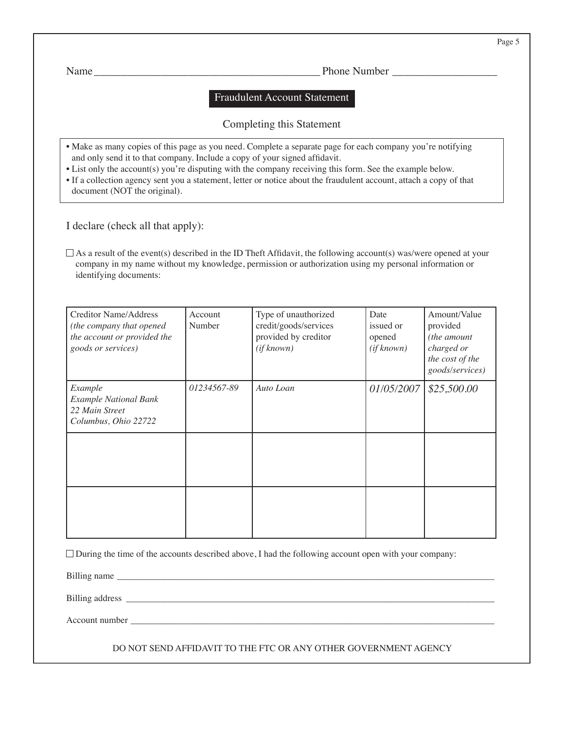Name_________________________________________ Phone Number ___________________

## Fraudulent Account Statement

### Completing this Statement

- Make as many copies of this page as you need. Complete a separate page for each company you're notifying and only send it to that company. Include a copy of your signed affidavit.
- List only the account(s) you're disputing with the company receiving this form. See the example below.
- If a collection agency sent you a statement, letter or notice about the fraudulent account, attach a copy of that document (NOT the original).

I declare (check all that apply):

☐ As a result of the event(s) described in the ID Theft Affidavit, the following account(s) was/were opened at your company in my name without my knowledge, permission or authorization using my personal information or identifying documents:

| Creditor Name/Address *(the company that opened the account or provided the goods or services)* | Account Number | Type of unauthorized credit/goods/services provided by creditor *(if known)* | Date issued or opened *(if known)* | Amount/Value provided *(the amount charged or the cost of the goods/services)* |
|---|---|---|---|---|
| *Example Example National Bank 22 Main Street Columbus, Ohio 22722* | *01234567-89* | *Auto Loan* | *01/05/2007* | *$25,500.00* |
| | | | | |
| | | | | |

☐ During the time of the accounts described above, I had the following account open with your company:

Billing name ____________________________________________________________________________

Billing address __________________________________________________________________________

Account number _________________________________________________________________________

DO NOT SEND AFFIDAVIT TO THE FTC OR ANY OTHER GOVERNMENT AGENCY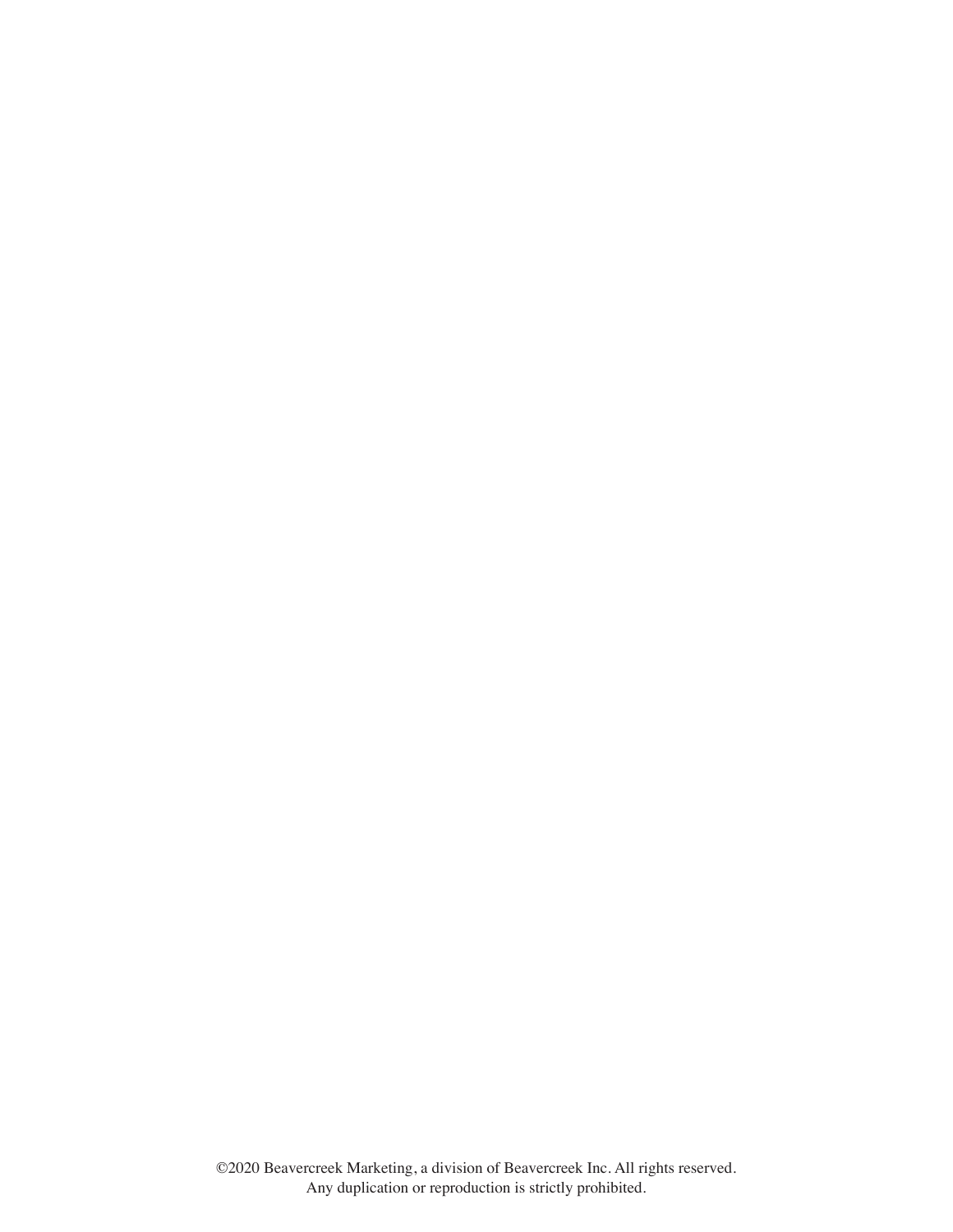©2020 Beavercreek Marketing, a division of Beavercreek Inc. All rights reserved.
Any duplication or reproduction is strictly prohibited.